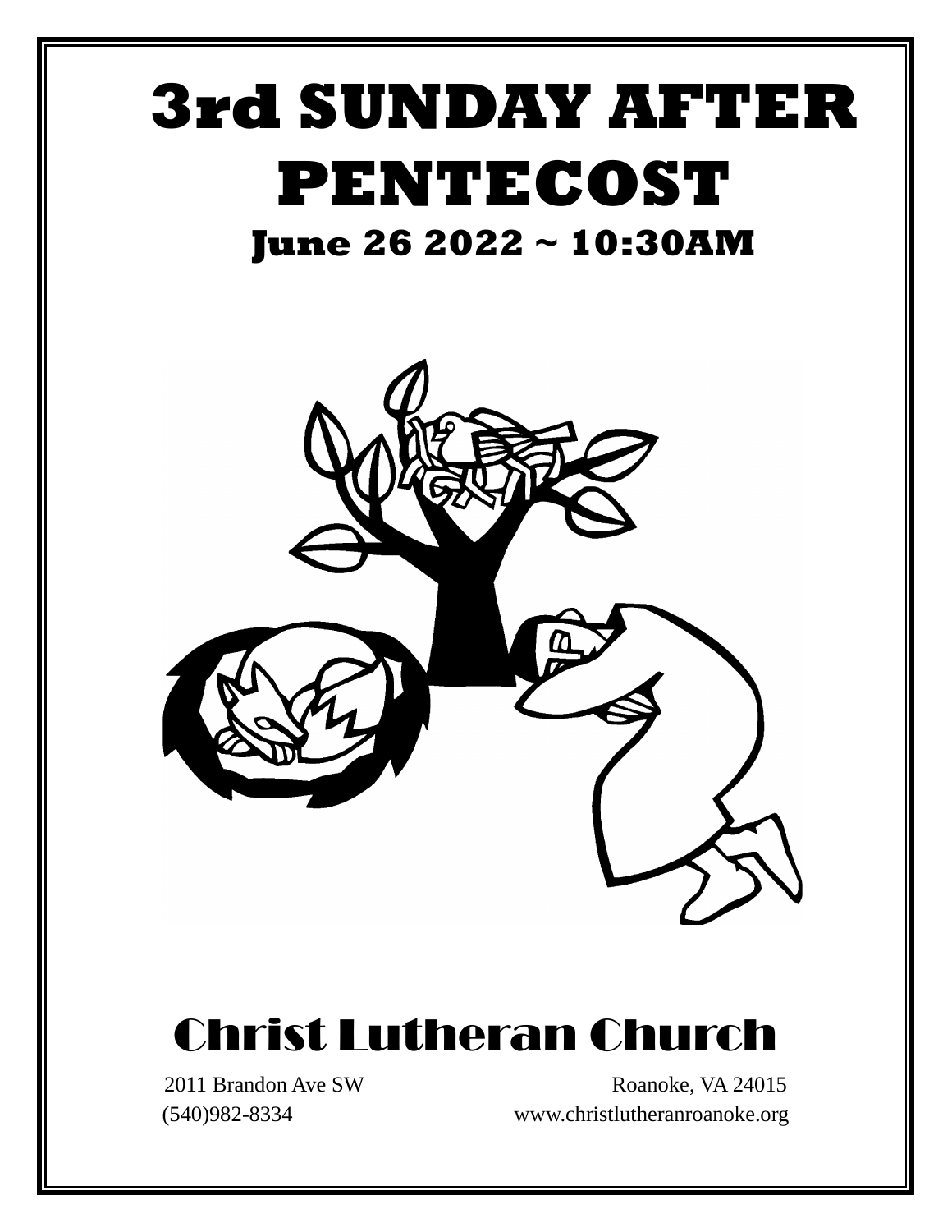# 3rd SUNDAY AFTER PENTECOST

## June 26 2022 ~ 10:30AM

# Christ Lutheran Church

2011 Brandon Ave SW
Roanoke, VA 24015
(540)982-8334
www.christlutheranroanoke.org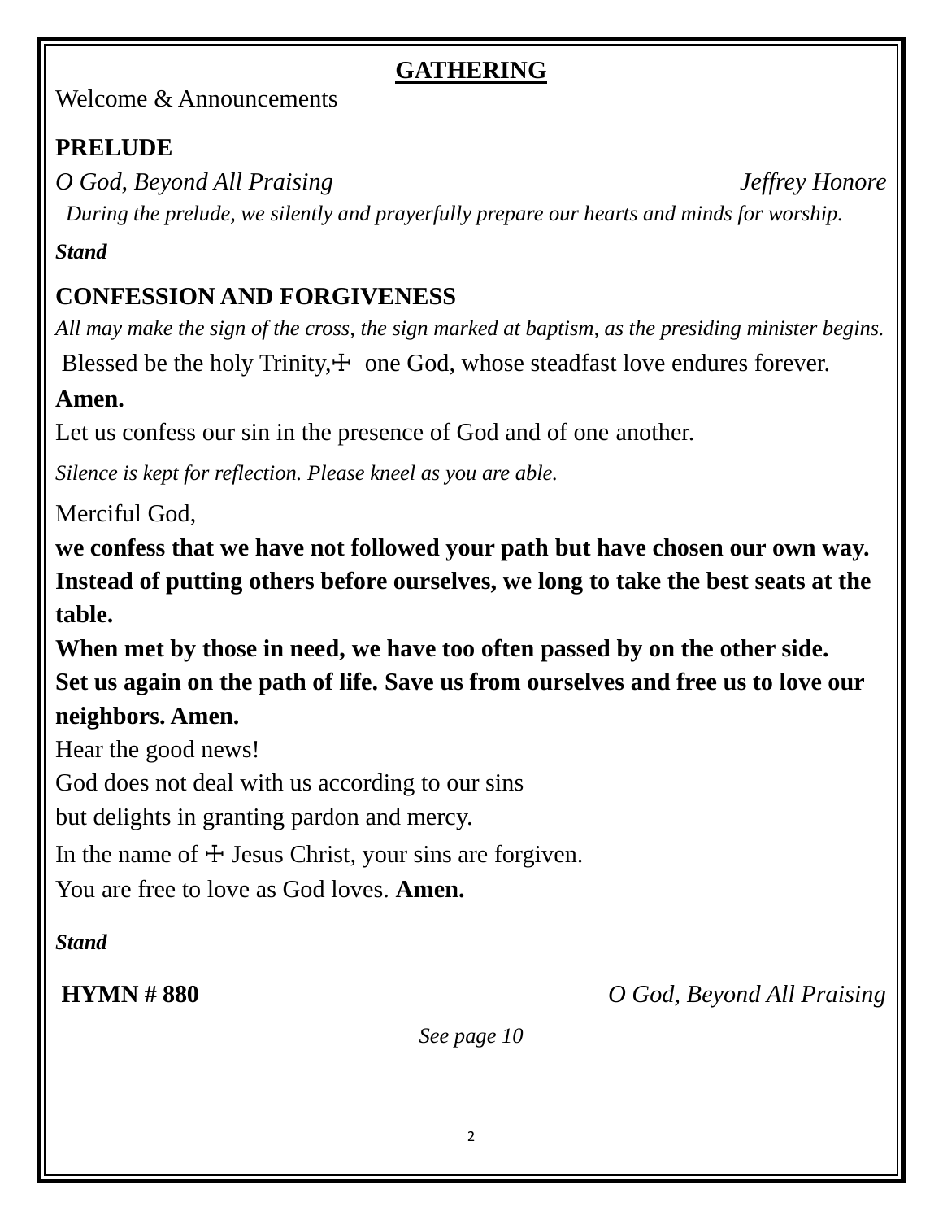## GATHERING

Welcome & Announcements

**PRELUDE**

*O God, Beyond All Praising* *Jeffrey Honore*

*During the prelude, we silently and prayerfully prepare our hearts and minds for worship.*

***Stand***

**CONFESSION AND FORGIVENESS**

*All may make the sign of the cross, the sign marked at baptism, as the presiding minister begins.*

Blessed be the holy Trinity,☩ one God, whose steadfast love endures forever.

**Amen.**

Let us confess our sin in the presence of God and of one another.

*Silence is kept for reflection. Please kneel as you are able.*

Merciful God,

**we confess that we have not followed your path but have chosen our own way.**
**Instead of putting others before ourselves, we long to take the best seats at the table.**
**When met by those in need, we have too often passed by on the other side.**
**Set us again on the path of life. Save us from ourselves and free us to love our neighbors. Amen.**

Hear the good news!
God does not deal with us according to our sins
but delights in granting pardon and mercy.
In the name of ☩ Jesus Christ, your sins are forgiven.
You are free to love as God loves. **Amen.**

***Stand***

**HYMN # 880** *O God, Beyond All Praising*

*See page 10*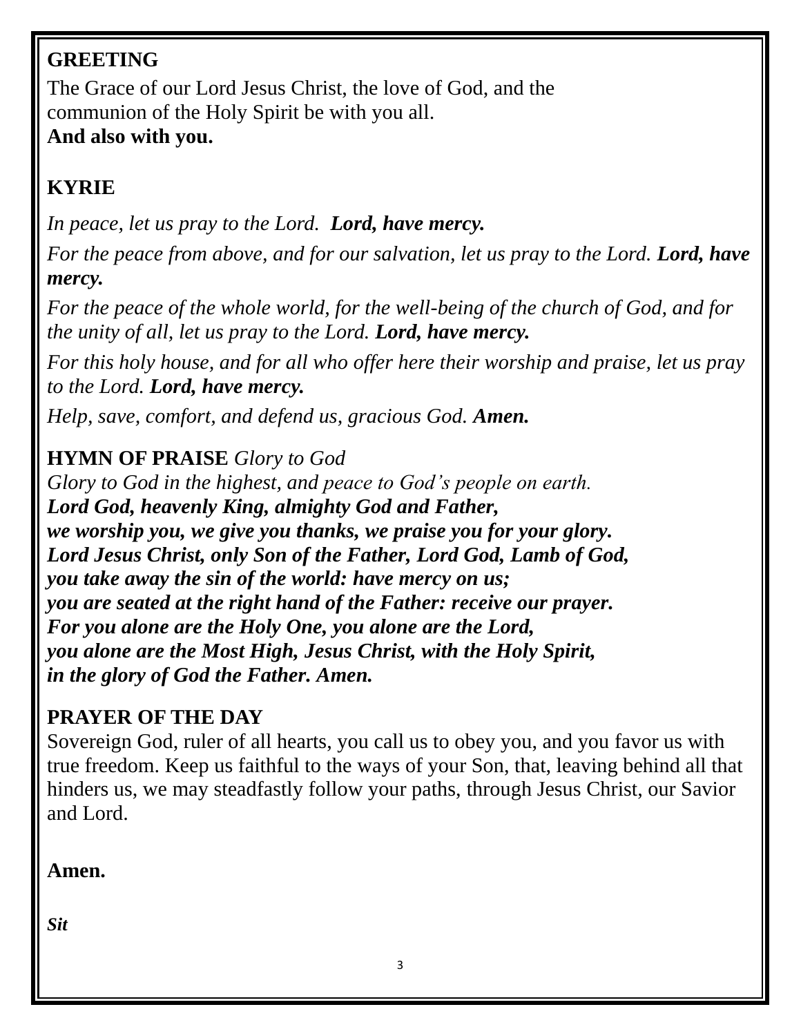**GREETING**

The Grace of our Lord Jesus Christ, the love of God, and the communion of the Holy Spirit be with you all.
**And also with you.**

**KYRIE**

*In peace, let us pray to the Lord.* ***Lord, have mercy.***

*For the peace from above, and for our salvation, let us pray to the Lord.* ***Lord, have mercy.***

*For the peace of the whole world, for the well-being of the church of God, and for the unity of all, let us pray to the Lord.* ***Lord, have mercy.***

*For this holy house, and for all who offer here their worship and praise, let us pray to the Lord.* ***Lord, have mercy.***

*Help, save, comfort, and defend us, gracious God.* ***Amen.***

**HYMN OF PRAISE** *Glory to God*

*Glory to God in the highest, and peace to God's people on earth.*
***Lord God, heavenly King, almighty God and Father,***
***we worship you, we give you thanks, we praise you for your glory.***
***Lord Jesus Christ, only Son of the Father, Lord God, Lamb of God,***
***you take away the sin of the world: have mercy on us;***
***you are seated at the right hand of the Father: receive our prayer.***
***For you alone are the Holy One, you alone are the Lord,***
***you alone are the Most High, Jesus Christ, with the Holy Spirit,***
***in the glory of God the Father. Amen.***

**PRAYER OF THE DAY**

Sovereign God, ruler of all hearts, you call us to obey you, and you favor us with true freedom. Keep us faithful to the ways of your Son, that, leaving behind all that hinders us, we may steadfastly follow your paths, through Jesus Christ, our Savior and Lord.

**Amen.**

***Sit***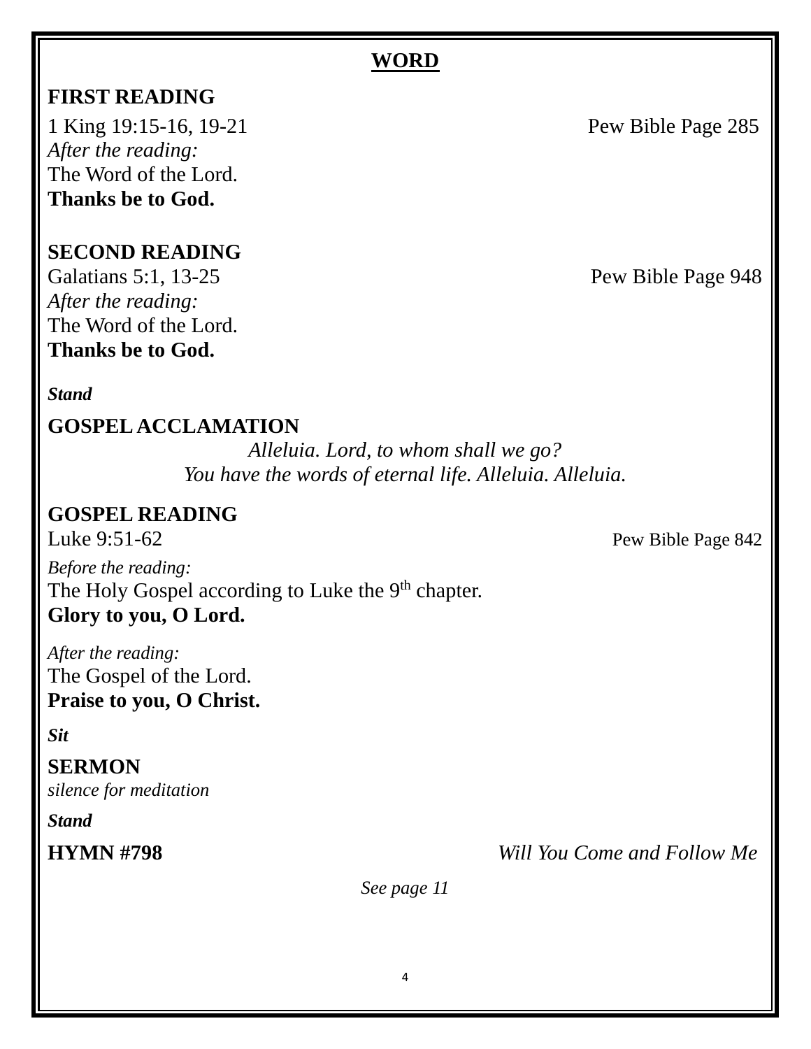## WORD

### FIRST READING

1 King 19:15-16, 19-21 Pew Bible Page 285

*After the reading:*
The Word of the Lord.
**Thanks be to God.**

### SECOND READING

Galatians 5:1, 13-25 Pew Bible Page 948

*After the reading:*
The Word of the Lord.
**Thanks be to God.**

***Stand***

### GOSPEL ACCLAMATION

*Alleluia. Lord, to whom shall we go?*
*You have the words of eternal life. Alleluia. Alleluia.*

### GOSPEL READING

Luke 9:51-62 Pew Bible Page 842

*Before the reading:*
The Holy Gospel according to Luke the 9th chapter.
**Glory to you, O Lord.**

*After the reading:*
The Gospel of the Lord.
**Praise to you, O Christ.**

***Sit***

### SERMON

*silence for meditation*

***Stand***

**HYMN #798** *Will You Come and Follow Me*

*See page 11*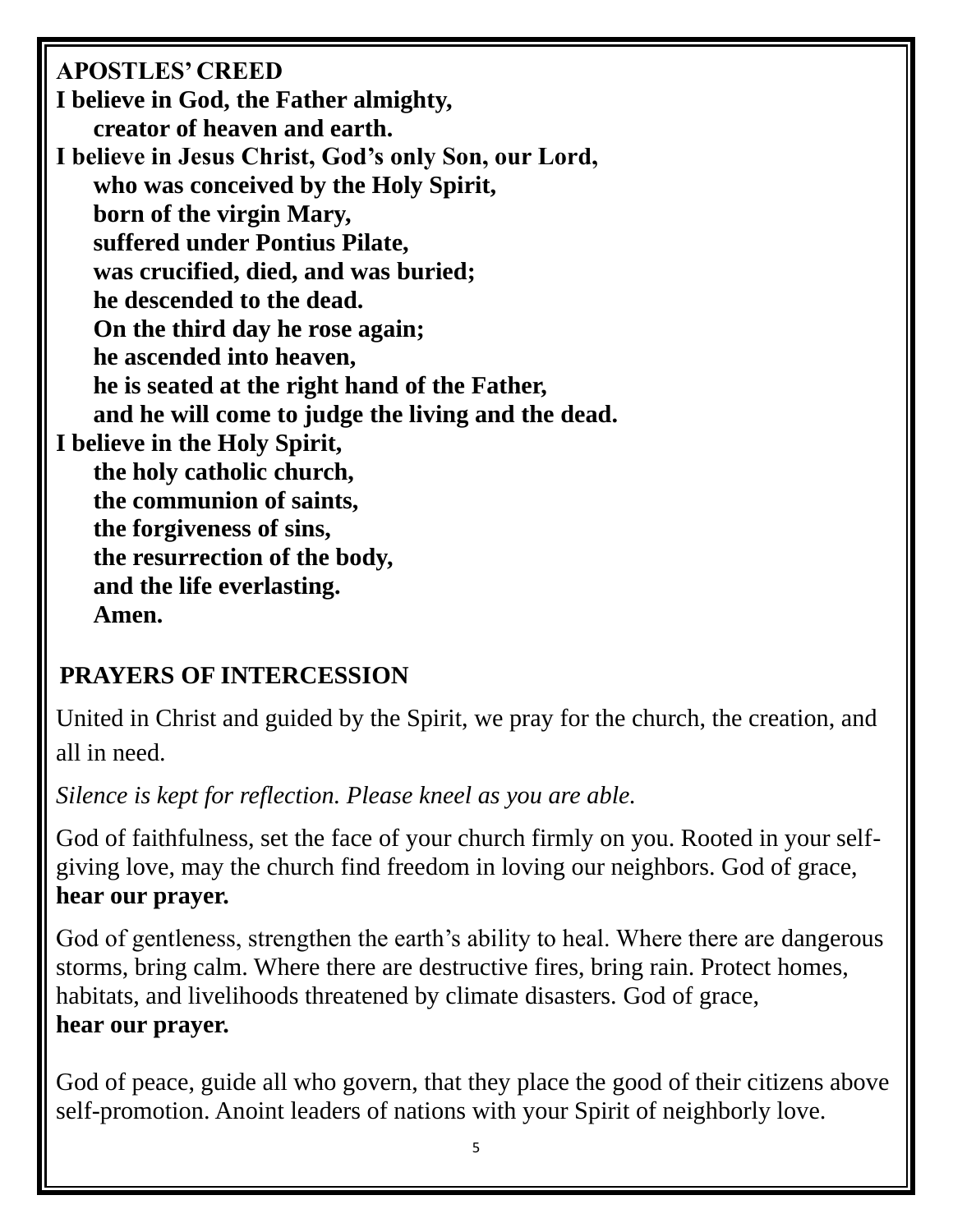## APOSTLES' CREED

**I believe in God, the Father almighty,**
**creator of heaven and earth.**
**I believe in Jesus Christ, God's only Son, our Lord,**
**who was conceived by the Holy Spirit,**
**born of the virgin Mary,**
**suffered under Pontius Pilate,**
**was crucified, died, and was buried;**
**he descended to the dead.**
**On the third day he rose again;**
**he ascended into heaven,**
**he is seated at the right hand of the Father,**
**and he will come to judge the living and the dead.**
**I believe in the Holy Spirit,**
**the holy catholic church,**
**the communion of saints,**
**the forgiveness of sins,**
**the resurrection of the body,**
**and the life everlasting.**
**Amen.**

## PRAYERS OF INTERCESSION

United in Christ and guided by the Spirit, we pray for the church, the creation, and all in need.

*Silence is kept for reflection. Please kneel as you are able.*

God of faithfulness, set the face of your church firmly on you. Rooted in your self-giving love, may the church find freedom in loving our neighbors. God of grace,
**hear our prayer.**

God of gentleness, strengthen the earth's ability to heal. Where there are dangerous storms, bring calm. Where there are destructive fires, bring rain. Protect homes, habitats, and livelihoods threatened by climate disasters. God of grace,
**hear our prayer.**

God of peace, guide all who govern, that they place the good of their citizens above self-promotion. Anoint leaders of nations with your Spirit of neighborly love.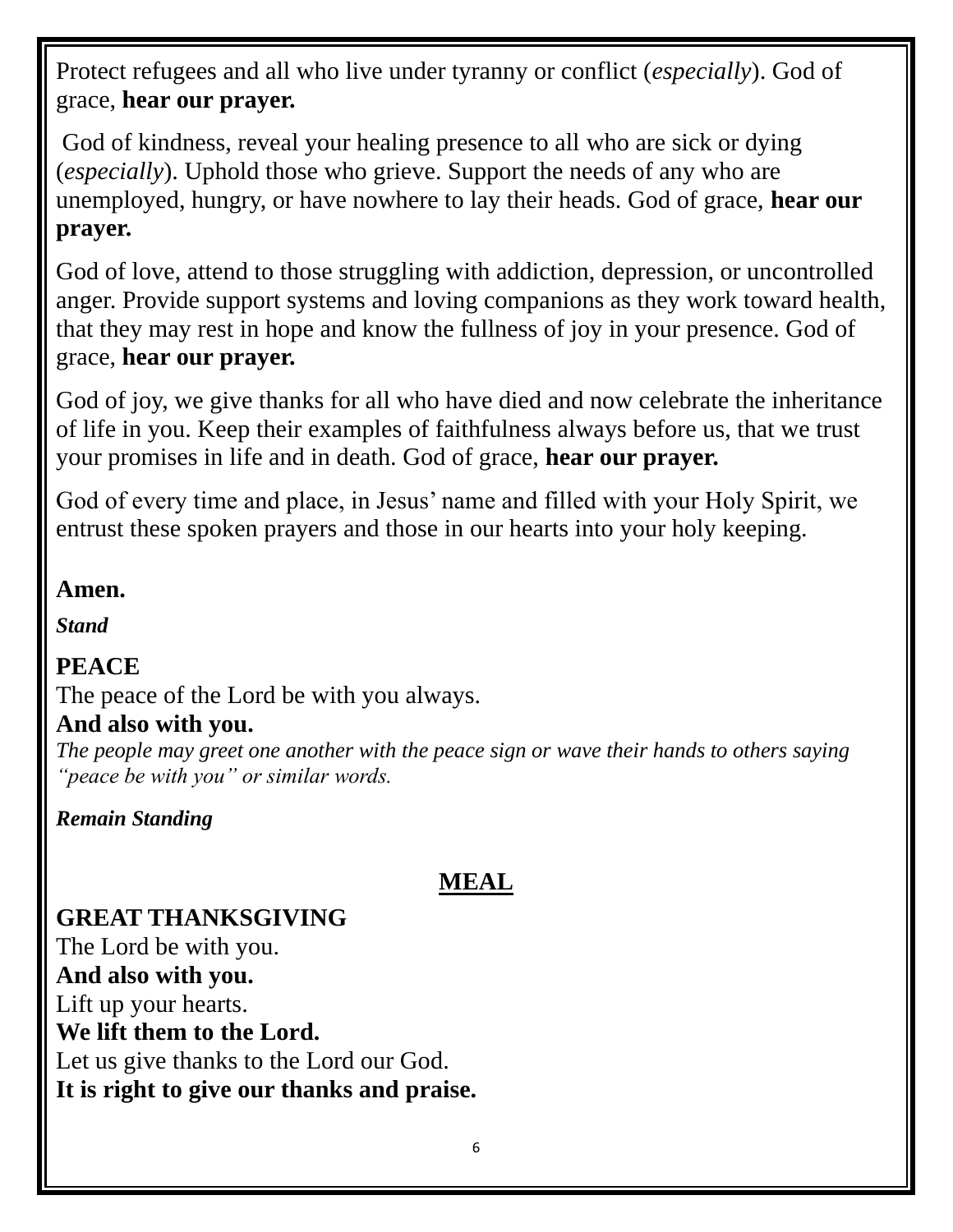Protect refugees and all who live under tyranny or conflict (*especially*). God of grace, **hear our prayer.**

God of kindness, reveal your healing presence to all who are sick or dying (*especially*). Uphold those who grieve. Support the needs of any who are unemployed, hungry, or have nowhere to lay their heads. God of grace, **hear our prayer.**

God of love, attend to those struggling with addiction, depression, or uncontrolled anger. Provide support systems and loving companions as they work toward health, that they may rest in hope and know the fullness of joy in your presence. God of grace, **hear our prayer.**

God of joy, we give thanks for all who have died and now celebrate the inheritance of life in you. Keep their examples of faithfulness always before us, that we trust your promises in life and in death. God of grace, **hear our prayer.**

God of every time and place, in Jesus' name and filled with your Holy Spirit, we entrust these spoken prayers and those in our hearts into your holy keeping.

**Amen.**

***Stand***

**PEACE**
The peace of the Lord be with you always.
**And also with you.**
*The people may greet one another with the peace sign or wave their hands to others saying "peace be with you" or similar words.*

***Remain Standing***

## MEAL

**GREAT THANKSGIVING**
The Lord be with you.
**And also with you.**
Lift up your hearts.
**We lift them to the Lord.**
Let us give thanks to the Lord our God.
**It is right to give our thanks and praise.**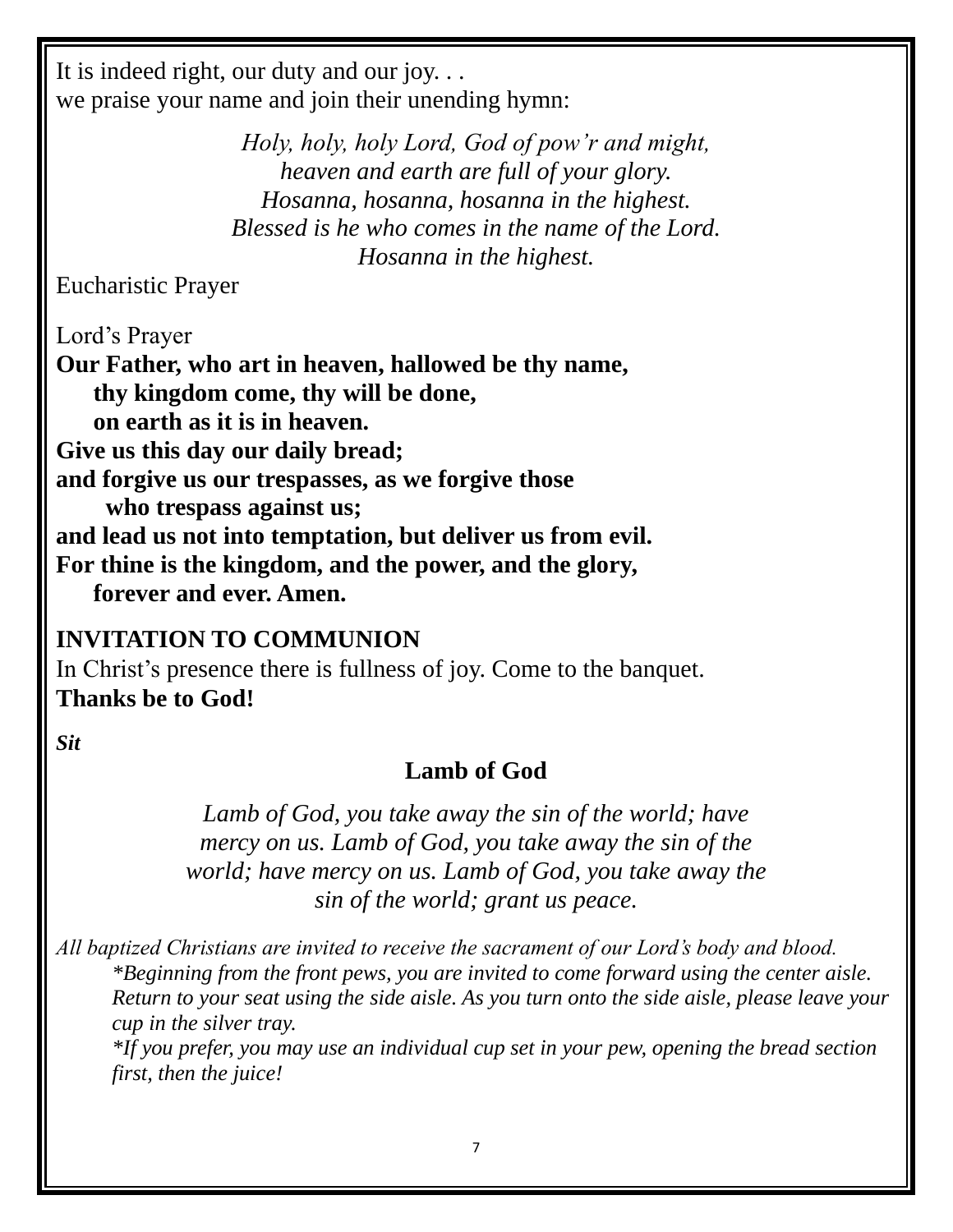It is indeed right, our duty and our joy. . .
we praise your name and join their unending hymn:

*Holy, holy, holy Lord, God of pow'r and might,*
*heaven and earth are full of your glory.*
*Hosanna, hosanna, hosanna in the highest.*
*Blessed is he who comes in the name of the Lord.*
*Hosanna in the highest.*

Eucharistic Prayer

Lord's Prayer

**Our Father, who art in heaven, hallowed be thy name,**
**thy kingdom come, thy will be done,**
**on earth as it is in heaven.**
**Give us this day our daily bread;**
**and forgive us our trespasses, as we forgive those**
**who trespass against us;**
**and lead us not into temptation, but deliver us from evil.**
**For thine is the kingdom, and the power, and the glory,**
**forever and ever. Amen.**

**INVITATION TO COMMUNION**

In Christ's presence there is fullness of joy. Come to the banquet.
**Thanks be to God!**

***Sit***

## Lamb of God

*Lamb of God, you take away the sin of the world; have mercy on us. Lamb of God, you take away the sin of the world; have mercy on us. Lamb of God, you take away the sin of the world; grant us peace.*

*All baptized Christians are invited to receive the sacrament of our Lord's body and blood.*

*\*Beginning from the front pews, you are invited to come forward using the center aisle. Return to your seat using the side aisle. As you turn onto the side aisle, please leave your cup in the silver tray.*

*\*If you prefer, you may use an individual cup set in your pew, opening the bread section first, then the juice!*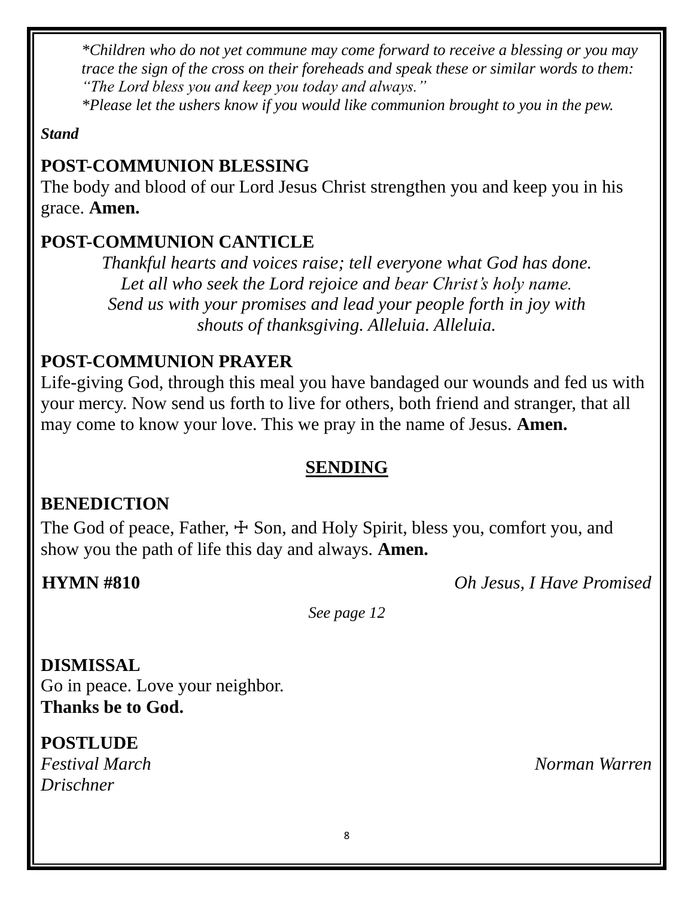*\*Children who do not yet commune may come forward to receive a blessing or you may trace the sign of the cross on their foreheads and speak these or similar words to them: "The Lord bless you and keep you today and always."*

*\*Please let the ushers know if you would like communion brought to you in the pew.*

***Stand***

**POST-COMMUNION BLESSING**

The body and blood of our Lord Jesus Christ strengthen you and keep you in his grace. **Amen.**

**POST-COMMUNION CANTICLE**

*Thankful hearts and voices raise; tell everyone what God has done.*
*Let all who seek the Lord rejoice and bear Christ's holy name.*
*Send us with your promises and lead your people forth in joy with shouts of thanksgiving. Alleluia. Alleluia.*

**POST-COMMUNION PRAYER**

Life-giving God, through this meal you have bandaged our wounds and fed us with your mercy. Now send us forth to live for others, both friend and stranger, that all may come to know your love. This we pray in the name of Jesus. **Amen.**

## SENDING

**BENEDICTION**

The God of peace, Father, ☩ Son, and Holy Spirit, bless you, comfort you, and show you the path of life this day and always. **Amen.**

**HYMN #810** *Oh Jesus, I Have Promised*

*See page 12*

**DISMISSAL**

Go in peace. Love your neighbor.
**Thanks be to God.**

**POSTLUDE**

*Festival March* *Norman Warren Drischner*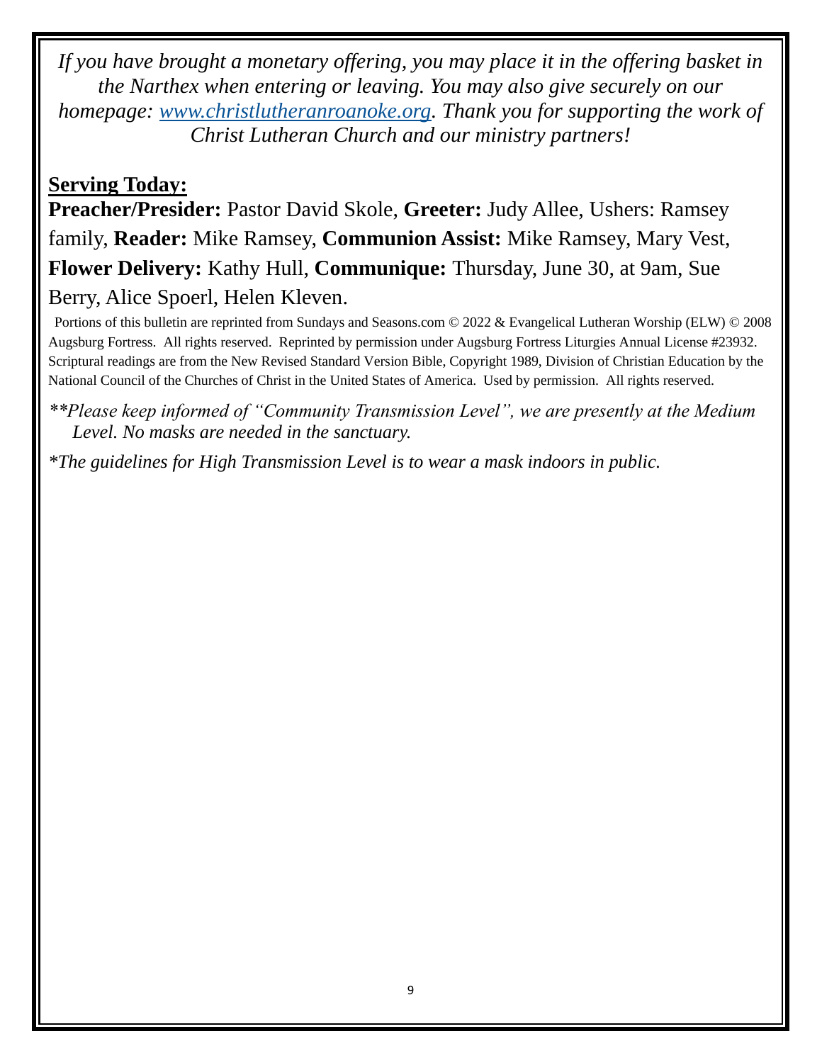*If you have brought a monetary offering, you may place it in the offering basket in the Narthex when entering or leaving. You may also give securely on our homepage: [www.christlutheranroanoke.org](http://www.christlutheranroanoke.org). Thank you for supporting the work of Christ Lutheran Church and our ministry partners!*

## Serving Today:

**Preacher/Presider:** Pastor David Skole, **Greeter:** Judy Allee, Ushers: Ramsey family, **Reader:** Mike Ramsey, **Communion Assist:** Mike Ramsey, Mary Vest, **Flower Delivery:** Kathy Hull, **Communique:** Thursday, June 30, at 9am, Sue Berry, Alice Spoerl, Helen Kleven.

Portions of this bulletin are reprinted from Sundays and Seasons.com © 2022 & Evangelical Lutheran Worship (ELW) © 2008 Augsburg Fortress. All rights reserved. Reprinted by permission under Augsburg Fortress Liturgies Annual License #23932. Scriptural readings are from the New Revised Standard Version Bible, Copyright 1989, Division of Christian Education by the National Council of the Churches of Christ in the United States of America. Used by permission. All rights reserved.

*\*\*Please keep informed of "Community Transmission Level", we are presently at the Medium Level. No masks are needed in the sanctuary.*

*\*The guidelines for High Transmission Level is to wear a mask indoors in public.*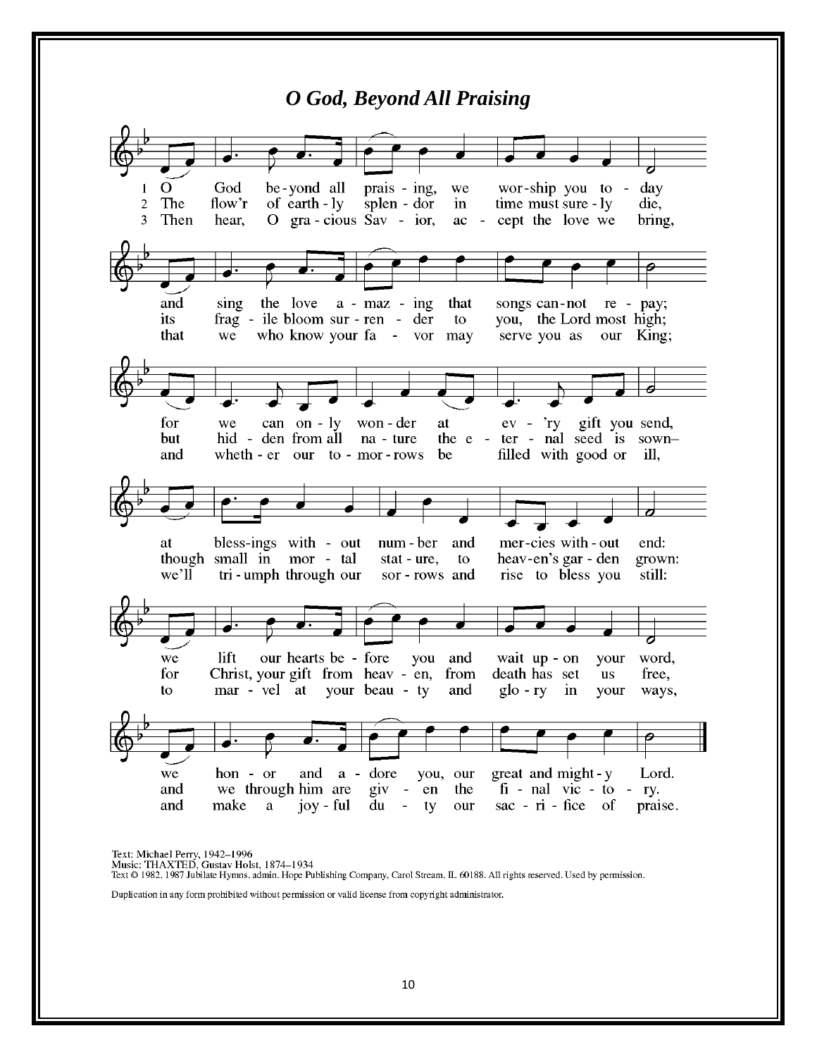# *O God, Beyond All Praising*

1 O God beyond all praising, we worship you today
and sing the love amazing that songs cannot repay;
for we can only wonder at every gift you send,
at blessings without number and mercies without end:
we lift our hearts before you and wait upon your word,
we honor and adore you, our great and mighty Lord.

2 The flow'r of earthly splendor in time must surely die,
its fragile bloom surrender to you, the Lord most high;
but hidden from all nature the eternal seed is sown–
though small in mortal stature, to heaven's garden grown:
for Christ, your gift from heaven, from death has set us free,
and we through him are given the final victory.

3 Then hear, O gracious Savior, accept the love we bring,
that we who know your favor may serve you as our King;
and whether our tomorrows be filled with good or ill,
we'll triumph through our sorrows and rise to bless you still:
to marvel at your beauty and glory in your ways,
and make a joyful duty our sacrifice of praise.

Text: Michael Perry, 1942–1996
Music: THAXTED, Gustav Holst, 1874–1934
Text © 1982, 1987 Jubilate Hymns, admin. Hope Publishing Company, Carol Stream, IL 60188. All rights reserved. Used by permission.

Duplication in any form prohibited without permission or valid license from copyright administrator.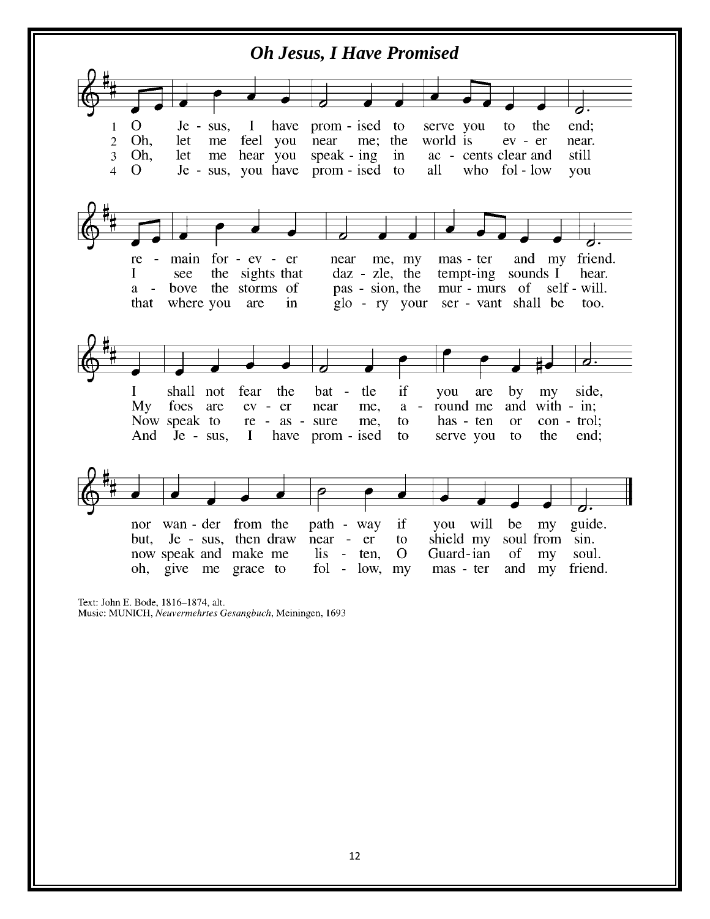# *Oh Jesus, I Have Promised*

1 O Jesus, I have promised to serve you to the end;
remain forever near me, my master and my friend.
I shall not fear the battle if you are by my side,
nor wander from the pathway if you will be my guide.

2 Oh, let me feel you near me; the world is ever near.
I see the sights that dazzle, the tempting sounds I hear.
My foes are ever near me, around me and within;
but, Jesus, then draw nearer to shield my soul from sin.

3 Oh, let me hear you speaking in accents clear and still
above the storms of passion, the murmurs of self-will.
Now speak to reassure me, to hasten or control;
now speak and make me listen, O Guardian of my soul.

4 O Jesus, you have promised to all who follow you
that where you are in glory your servant shall be too.
And Jesus, I have promised to serve you to the end;
oh, give me grace to follow, my master and my friend.

Text: John E. Bode, 1816–1874, alt.
Music: MUNICH, *Neuvermehrtes Gesangbuch*, Meiningen, 1693